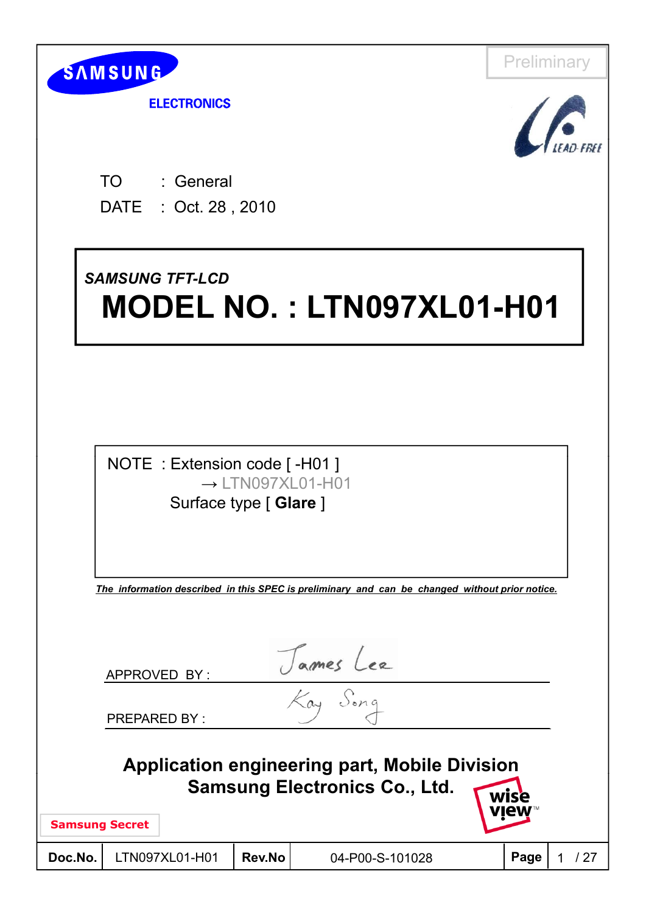SAMSUNG

ELECTRONICS

Preliminary

LEAD-FREE

TO : General

DATE : Oct. 28 , 2010

*SAMSUNG TFT-LCD*

# MODEL NO. : LTN097XL01-H01

NOTE : Extension code [ -H01 ]

→ LTN097XL01-H01

Surface type [ **Glare** ]

*The information described in this SPEC is preliminary and can be changed without prior notice.*

APPROVED BY : James Lee

PREPARED BY : Kay Song

**Application engineering part, Mobile Division**
**Samsung Electronics Co., Ltd.**

wise view™

**Samsung Secret**

| **Doc.No.** | LTN097XL01-H01 | **Rev.No** | 04-P00-S-101028 |
| --- | --- | --- | --- |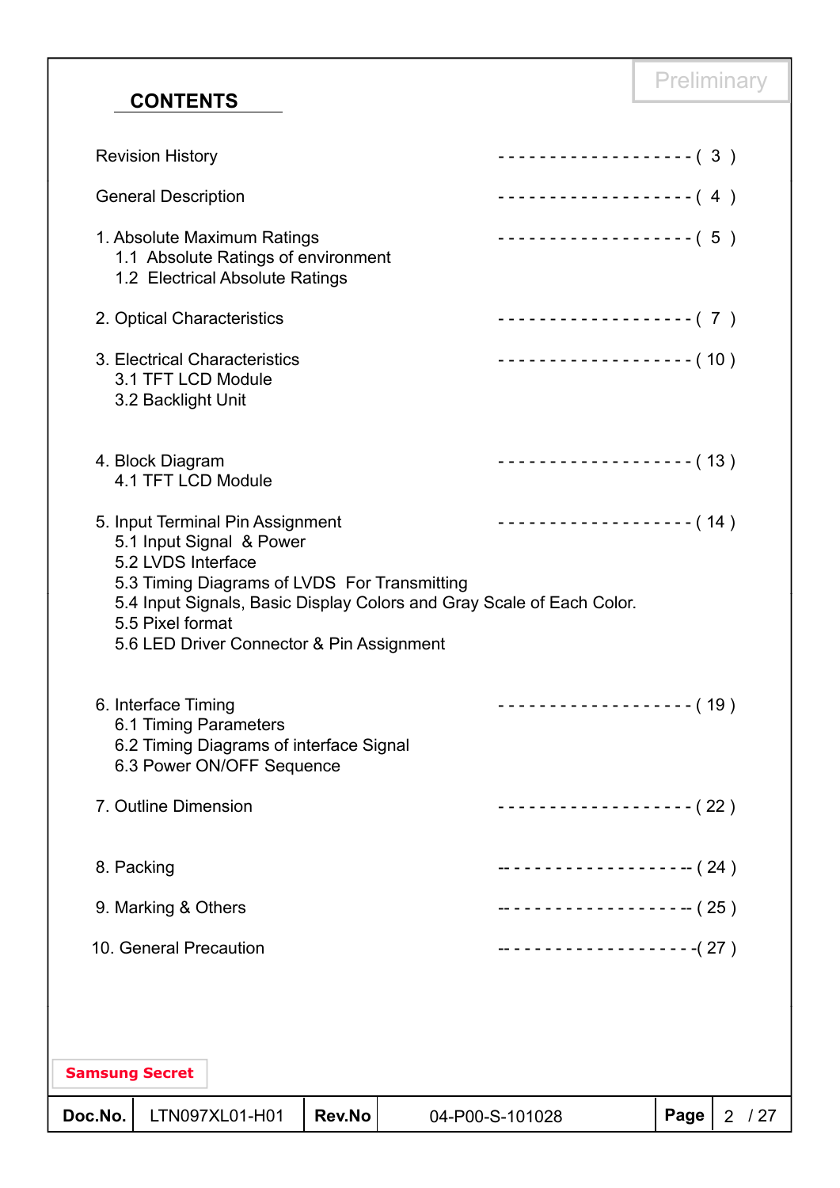Preliminary

## CONTENTS

Revision History ------------------- ( 3 )

General Description ------------------- ( 4 )

1. Absolute Maximum Ratings ------------------- ( 5 )
   1.1 Absolute Ratings of environment
   1.2 Electrical Absolute Ratings

2. Optical Characteristics ------------------- ( 7 )

3. Electrical Characteristics ------------------- ( 10 )
   3.1 TFT LCD Module
   3.2 Backlight Unit

4. Block Diagram ------------------- ( 13 )
   4.1 TFT LCD Module

5. Input Terminal Pin Assignment ------------------- ( 14 )
   5.1 Input Signal & Power
   5.2 LVDS Interface
   5.3 Timing Diagrams of LVDS For Transmitting
   5.4 Input Signals, Basic Display Colors and Gray Scale of Each Color.
   5.5 Pixel format
   5.6 LED Driver Connector & Pin Assignment

6. Interface Timing ------------------- ( 19 )
   6.1 Timing Parameters
   6.2 Timing Diagrams of interface Signal
   6.3 Power ON/OFF Sequence

7. Outline Dimension ------------------- ( 22 )

8. Packing ------------------- ( 24 )

9. Marking & Others ------------------- ( 25 )

10. General Precaution ------------------- ( 27 )

Samsung Secret

| Doc.No. | LTN097XL01-H01 | Rev.No | 04-P00-S-101028 |
|---|---|---|---|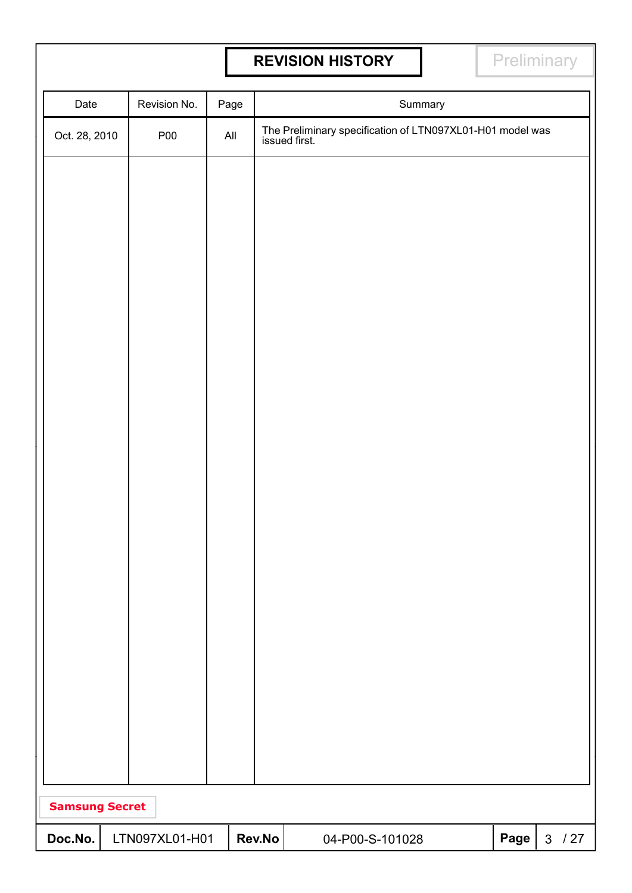# REVISION HISTORY

Preliminary

| Date | Revision No. | Page | Summary |
|---|---|---|---|
| Oct. 28, 2010 | P00 | All | The Preliminary specification of LTN097XL01-H01 model was issued first. |

Samsung Secret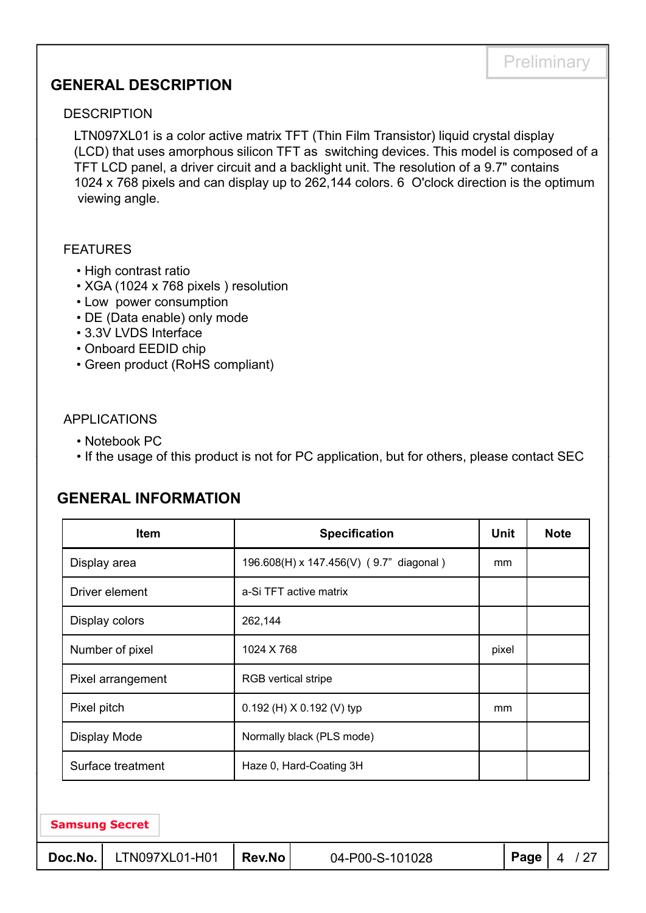Preliminary

## GENERAL DESCRIPTION

### DESCRIPTION

LTN097XL01 is a color active matrix TFT (Thin Film Transistor) liquid crystal display (LCD) that uses amorphous silicon TFT as switching devices. This model is composed of a TFT LCD panel, a driver circuit and a backlight unit. The resolution of a 9.7" contains 1024 x 768 pixels and can display up to 262,144 colors. 6 O'clock direction is the optimum viewing angle.

### FEATURES

- High contrast ratio
- XGA (1024 x 768 pixels ) resolution
- Low power consumption
- DE (Data enable) only mode
- 3.3V LVDS Interface
- Onboard EEDID chip
- Green product (RoHS compliant)

### APPLICATIONS

- Notebook PC
- If the usage of this product is not for PC application, but for others, please contact SEC

## GENERAL INFORMATION

| Item | Specification | Unit | Note |
|---|---|---|---|
| Display area | 196.608(H) x 147.456(V) ( 9.7" diagonal ) | mm | |
| Driver element | a-Si TFT active matrix | | |
| Display colors | 262,144 | | |
| Number of pixel | 1024 X 768 | pixel | |
| Pixel arrangement | RGB vertical stripe | | |
| Pixel pitch | 0.192 (H) X 0.192 (V) typ | mm | |
| Display Mode | Normally black (PLS mode) | | |
| Surface treatment | Haze 0, Hard-Coating 3H | | |

Samsung Secret

| Doc.No. | LTN097XL01-H01 | Rev.No | 04-P00-S-101028 |
|---|---|---|---|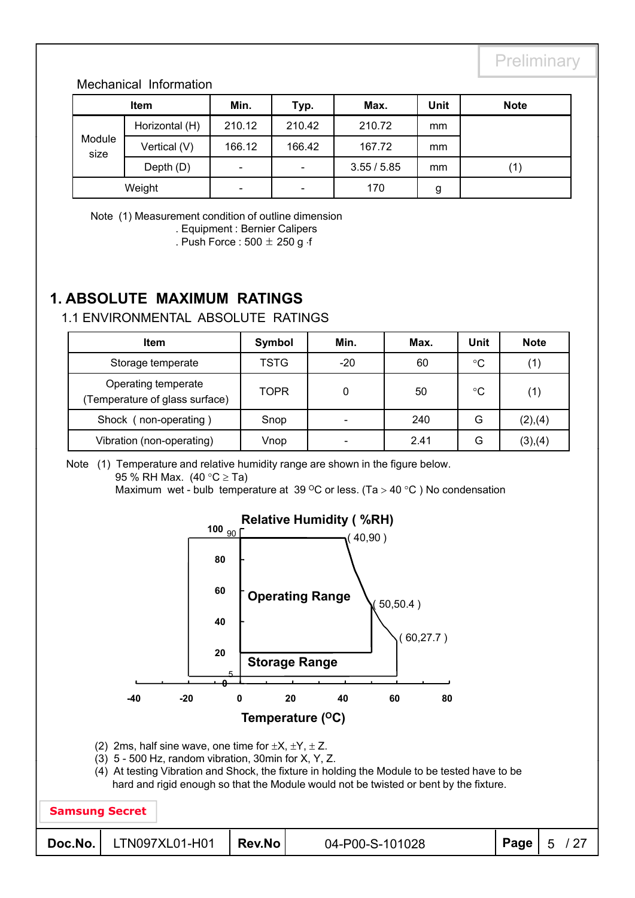Preliminary

Mechanical Information

| Item | | Min. | Typ. | Max. | Unit | Note |
|---|---|---|---|---|---|---|
| Module size | Horizontal (H) | 210.12 | 210.42 | 210.72 | mm | |
| | Vertical (V) | 166.12 | 166.42 | 167.72 | mm | |
| | Depth (D) | - | - | 3.55 / 5.85 | mm | (1) |
| Weight | | - | - | 170 | g | |

Note (1) Measurement condition of outline dimension
. Equipment : Bernier Calipers
. Push Force : 500 ± 250 g ·f

# 1. ABSOLUTE MAXIMUM RATINGS

## 1.1 ENVIRONMENTAL ABSOLUTE RATINGS

| Item | Symbol | Min. | Max. | Unit | Note |
|---|---|---|---|---|---|
| Storage temperate | TSTG | -20 | 60 | °C | (1) |
| Operating temperate (Temperature of glass surface) | TOPR | 0 | 50 | °C | (1) |
| Shock ( non-operating ) | Snop | - | 240 | G | (2),(4) |
| Vibration (non-operating) | Vnop | - | 2.41 | G | (3),(4) |

Note (1) Temperature and relative humidity range are shown in the figure below.
95 % RH Max. (40 °C ≥ Ta)
Maximum wet - bulb temperature at 39 °C or less. (Ta > 40 °C ) No condensation

Relative Humidity ( %RH)
100
90
80
60
40
20
5
0
( 40,90 )
( 50,50.4 )
( 60,27.7 )
Operating Range
Storage Range
-40 -20 0 20 40 60 80
Temperature (°C)

(2) 2ms, half sine wave, one time for ±X, ±Y, ± Z.
(3) 5 - 500 Hz, random vibration, 30min for X, Y, Z.
(4) At testing Vibration and Shock, the fixture in holding the Module to be tested have to be hard and rigid enough so that the Module would not be twisted or bent by the fixture.

Samsung Secret

| Doc.No. | LTN097XL01-H01 | Rev.No | 04-P00-S-101028 |
|---|---|---|---|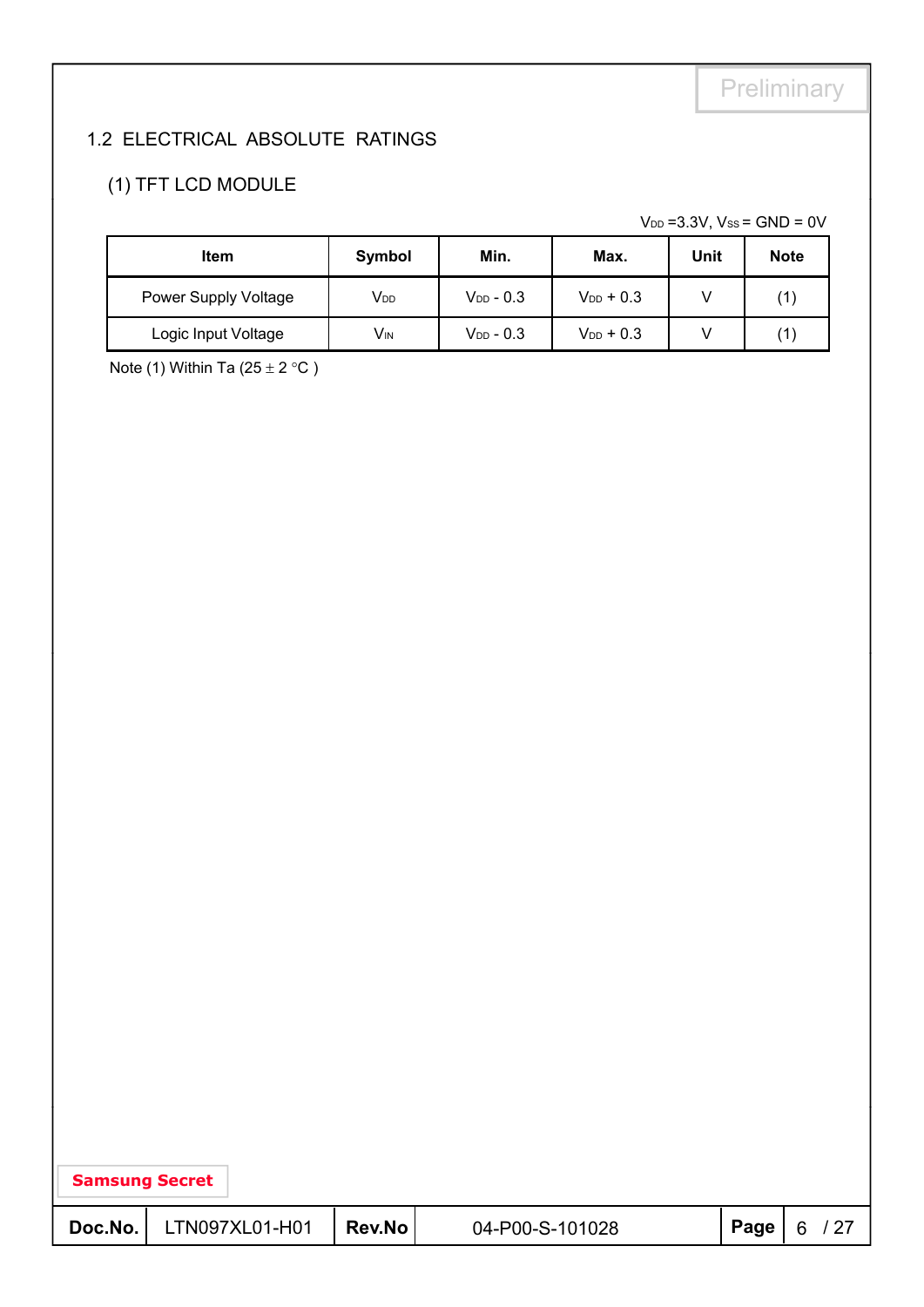Preliminary

## 1.2 ELECTRICAL ABSOLUTE RATINGS

### (1) TFT LCD MODULE

$V_{DD}$ =3.3V, $V_{SS}$ = GND = 0V

| Item | Symbol | Min. | Max. | Unit | Note |
|---|---|---|---|---|---|
| Power Supply Voltage | $V_{DD}$ | $V_{DD}$ - 0.3 | $V_{DD}$ + 0.3 | V | (1) |
| Logic Input Voltage | $V_{IN}$ | $V_{DD}$ - 0.3 | $V_{DD}$ + 0.3 | V | (1) |

Note (1) Within Ta (25 ± 2 °C )

Samsung Secret

| Doc.No. | LTN097XL01-H01 | Rev.No | 04-P00-S-101028 |
|---|---|---|---|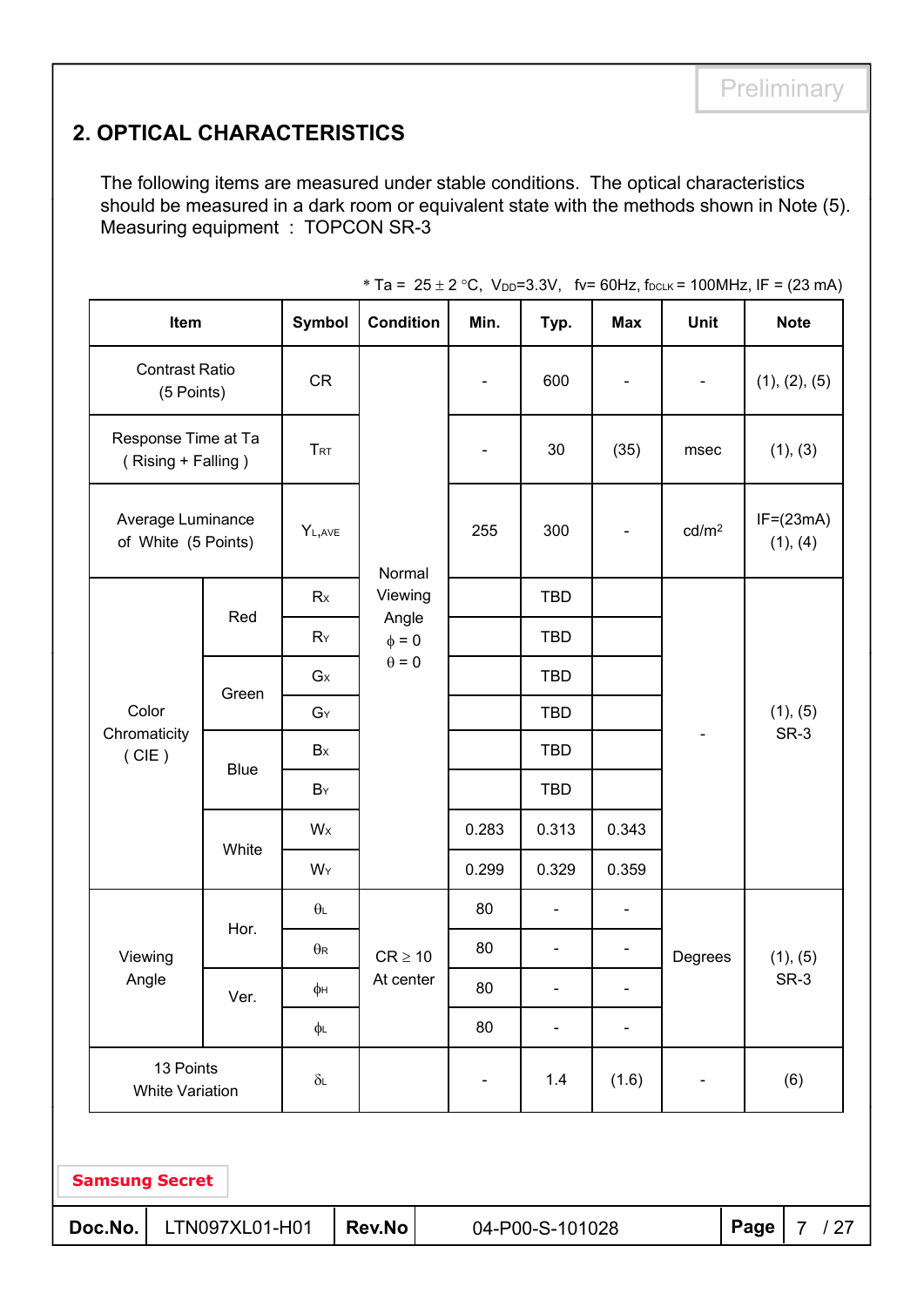Preliminary

## 2. OPTICAL CHARACTERISTICS

The following items are measured under stable conditions. The optical characteristics should be measured in a dark room or equivalent state with the methods shown in Note (5).
Measuring equipment : TOPCON SR-3

* Ta = 25 ± 2 °C, $V_{DD}$=3.3V, fv= 60Hz, $f_{DCLK}$ = 100MHz, IF = (23 mA)

| Item | | Symbol | Condition | Min. | Typ. | Max | Unit | Note |
|---|---|---|---|---|---|---|---|---|
| Contrast Ratio (5 Points) | | CR | Normal Viewing Angle φ = 0 θ = 0 | - | 600 | - | - | (1), (2), (5) |
| Response Time at Ta ( Rising + Falling ) | | $T_{RT}$ | | - | 30 | (35) | msec | (1), (3) |
| Average Luminance of White (5 Points) | | $Y_{L,AVE}$ | | 255 | 300 | - | cd/m² | IF=(23mA) (1), (4) |
| Color Chromaticity ( CIE ) | Red | $R_X$ | | | TBD | | - | (1), (5) SR-3 |
| | | $R_Y$ | | | TBD | | | |
| | Green | $G_X$ | | | TBD | | | |
| | | $G_Y$ | | | TBD | | | |
| | Blue | $B_X$ | | | TBD | | | |
| | | $B_Y$ | | | TBD | | | |
| | White | $W_X$ | | 0.283 | 0.313 | 0.343 | | |
| | | $W_Y$ | | 0.299 | 0.329 | 0.359 | | |
| Viewing Angle | Hor. | $\theta_L$ | CR ≥ 10 At center | 80 | - | - | Degrees | (1), (5) SR-3 |
| | | $\theta_R$ | | 80 | - | - | | |
| | Ver. | $\phi_H$ | | 80 | - | - | | |
| | | $\phi_L$ | | 80 | - | - | | |
| 13 Points White Variation | | $\delta_L$ | | - | 1.4 | (1.6) | - | (6) |

Samsung Secret

| Doc.No. | LTN097XL01-H01 | Rev.No | 04-P00-S-101028 |
|---|---|---|---|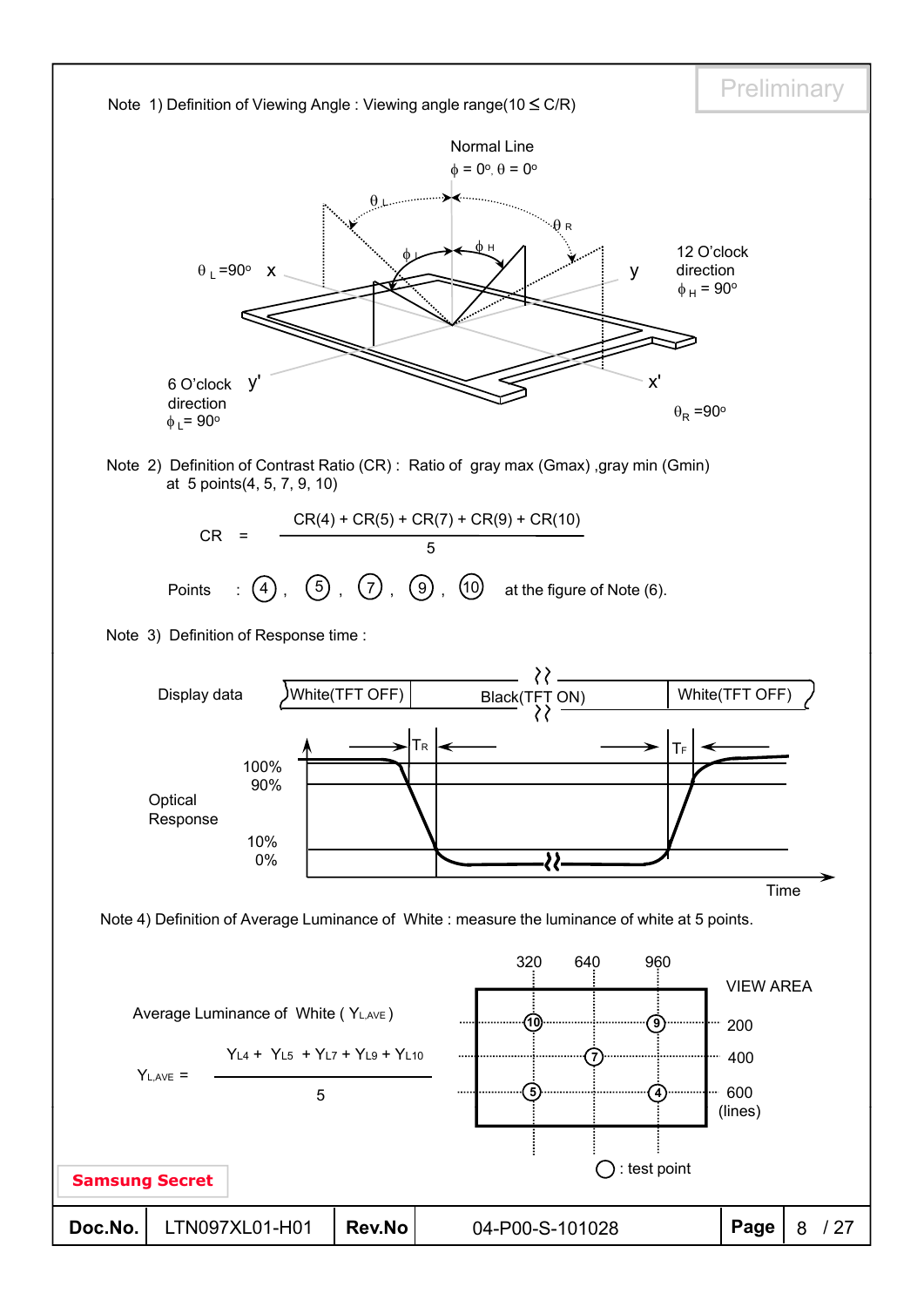Preliminary

Note 1) Definition of Viewing Angle : Viewing angle range($10 \leq C/R$)

Normal Line

$\phi = 0°, \theta = 0°$

$\theta_L$

$\theta_R$

$\phi_L$

$\phi_H$

$\theta_L = 90°$ x

y

12 O'clock direction $\phi_H = 90°$

6 O'clock direction $\phi_L = 90°$ y'

x'

$\theta_R = 90°$

Note 2) Definition of Contrast Ratio (CR) : Ratio of gray max (Gmax) ,gray min (Gmin) at 5 points(4, 5, 7, 9, 10)

$$CR = \frac{CR(4) + CR(5) + CR(7) + CR(9) + CR(10)}{5}$$

Points : ④ , ⑤ , ⑦ , ⑨ , ⑩ at the figure of Note (6).

Note 3) Definition of Response time :

Display data

White(TFT OFF)

Black(TFT ON)

White(TFT OFF)

$T_R$

$T_F$

Optical Response

100%

90%

10%

0%

Time

Note 4) Definition of Average Luminance of White : measure the luminance of white at 5 points.

Average Luminance of White ( $Y_{L,AVE}$ )

$$Y_{L,AVE} = \frac{Y_{L4} + Y_{L5} + Y_{L7} + Y_{L9} + Y_{L10}}{5}$$

320

640

960

VIEW AREA

200

400

600 (lines)

○ : test point

Samsung Secret

| Doc.No. | LTN097XL01-H01 | Rev.No | 04-P00-S-101028 | Page | 8 / 27 |
|---|---|---|---|---|---|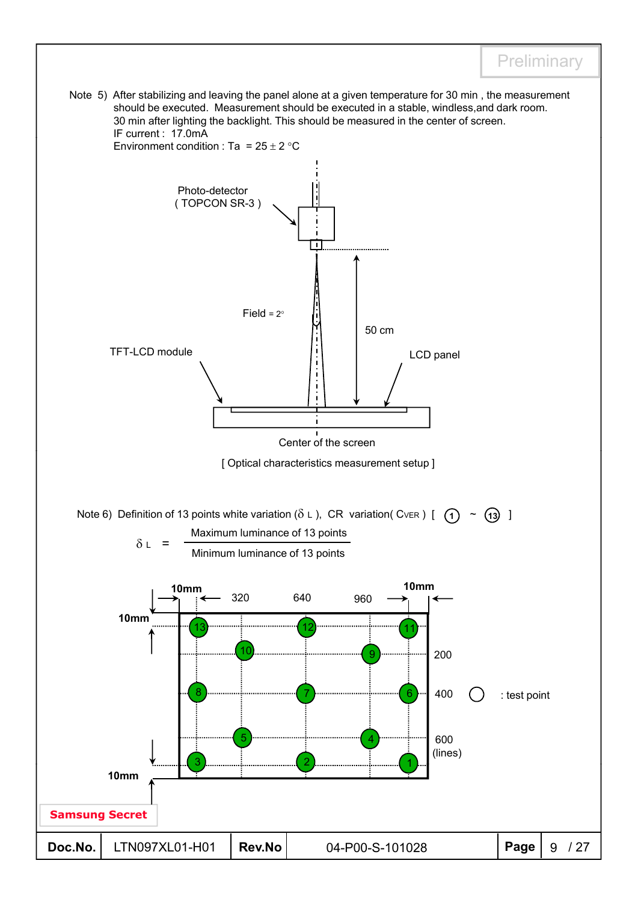Note 5) After stabilizing and leaving the panel alone at a given temperature for 30 min , the measurement should be executed. Measurement should be executed in a stable, windless,and dark room. 30 min after lighting the backlight. This should be measured in the center of screen.
IF current : 17.0mA
Environment condition : Ta = 25 ± 2 °C

Photo-detector
( TOPCON SR-3 )

Field = 2°

50 cm

TFT-LCD module

LCD panel

Center of the screen

[ Optical characteristics measurement setup ]

Note 6) Definition of 13 points white variation ($\delta_L$ ), CR variation( $C_{VER}$ ) [ ① ~ ⑬ ]

$$\delta_L = \frac{\text{Maximum luminance of 13 points}}{\text{Minimum luminance of 13 points}}$$

10mm

320

640

960

10mm

10mm

200

400

600

(lines)

10mm

○ : test point

Samsung Secret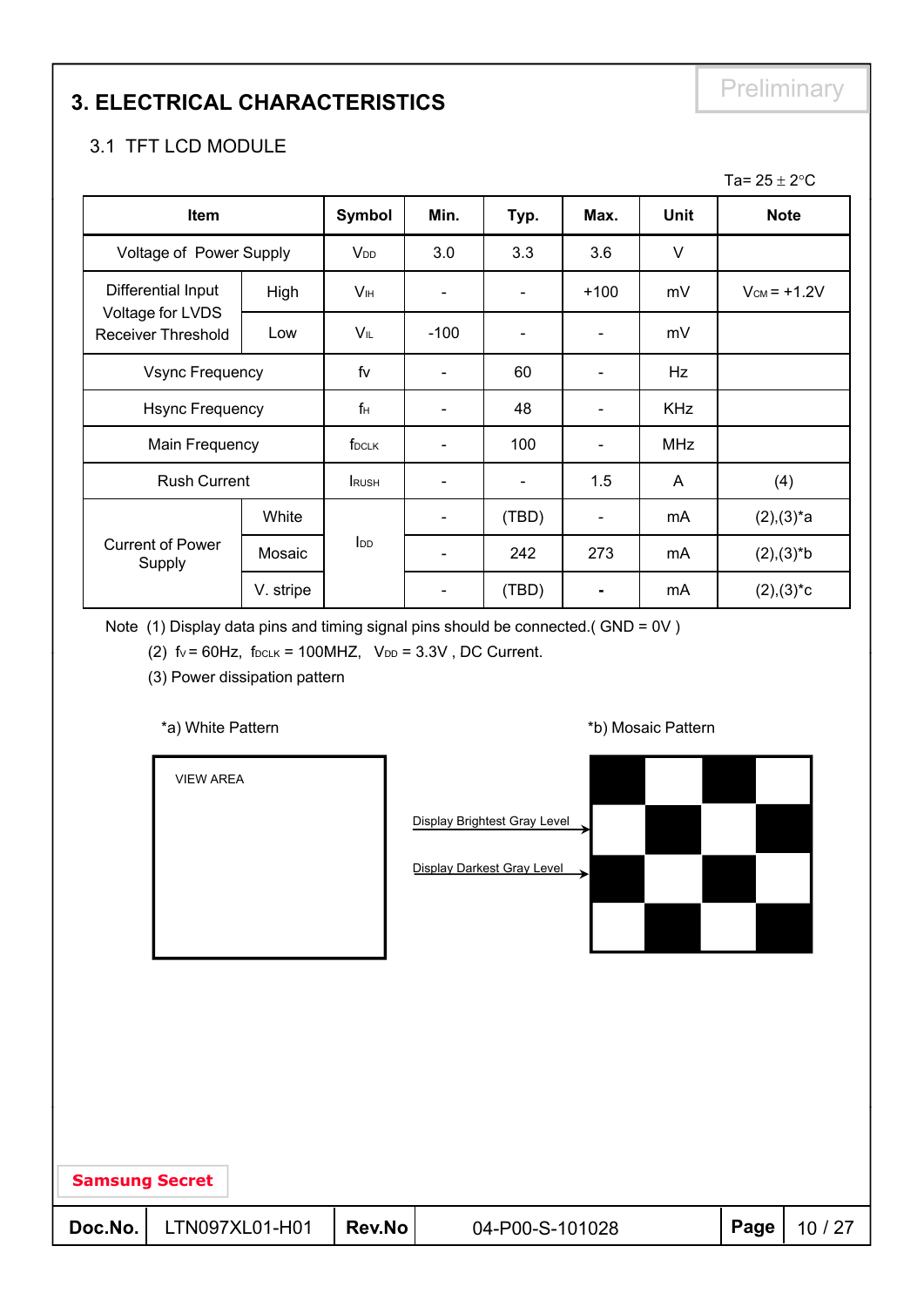# 3. ELECTRICAL CHARACTERISTICS

## 3.1 TFT LCD MODULE

Ta= 25 ± 2°C

| Item | | Symbol | Min. | Typ. | Max. | Unit | Note |
|---|---|---|---|---|---|---|---|
| Voltage of Power Supply | | $V_{DD}$ | 3.0 | 3.3 | 3.6 | V | |
| Differential Input Voltage for LVDS Receiver Threshold | High | $V_{IH}$ | - | - | +100 | mV | $V_{CM}$ = +1.2V |
| | Low | $V_{IL}$ | -100 | - | - | mV | |
| Vsync Frequency | | fv | - | 60 | - | Hz | |
| Hsync Frequency | | $f_H$ | - | 48 | - | KHz | |
| Main Frequency | | $f_{DCLK}$ | - | 100 | - | MHz | |
| Rush Current | | $I_{RUSH}$ | - | - | 1.5 | A | (4) |
| Current of Power Supply | White | $I_{DD}$ | - | (TBD) | - | mA | (2),(3)*a |
| | Mosaic | | - | 242 | 273 | mA | (2),(3)*b |
| | V. stripe | | - | (TBD) | - | mA | (2),(3)*c |

Note (1) Display data pins and timing signal pins should be connected.( GND = 0V )

(2) $f_V$ = 60Hz, $f_{DCLK}$ = 100MHZ, $V_{DD}$ = 3.3V , DC Current.

(3) Power dissipation pattern

*a) White Pattern

VIEW AREA

*b) Mosaic Pattern

Display Brightest Gray Level

Display Darkest Gray Level

Samsung Secret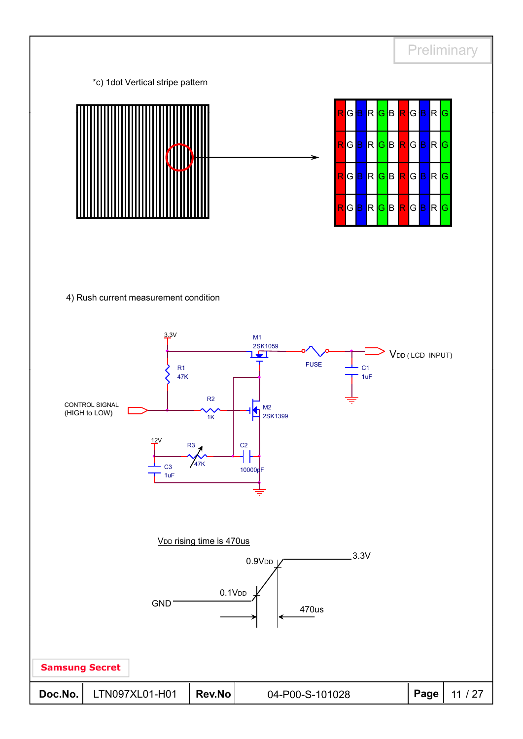Preliminary

*c) 1dot Vertical stripe pattern

R G B R G B R G B R G

R G B R G B R G B R G

R G B R G B R G B R G

R G B R G B R G B R G

4) Rush current measurement condition

3.3V

M1
2SK1059

FUSE

$V_{DD}$ ( LCD INPUT)

C1
1uF

R1
47K

CONTROL SIGNAL
(HIGH to LOW)

R2
1K

M2
2SK1399

12V

R3
47K

C2
10000pF

C3
1uF

$V_{DD}$ rising time is 470us

$0.9V_{DD}$

3.3V

$0.1V_{DD}$

GND

470us

Samsung Secret

| Doc.No. | LTN097XL01-H01 | Rev.No | 04-P00-S-101028 | Page | 11 / 27 |
|---|---|---|---|---|---|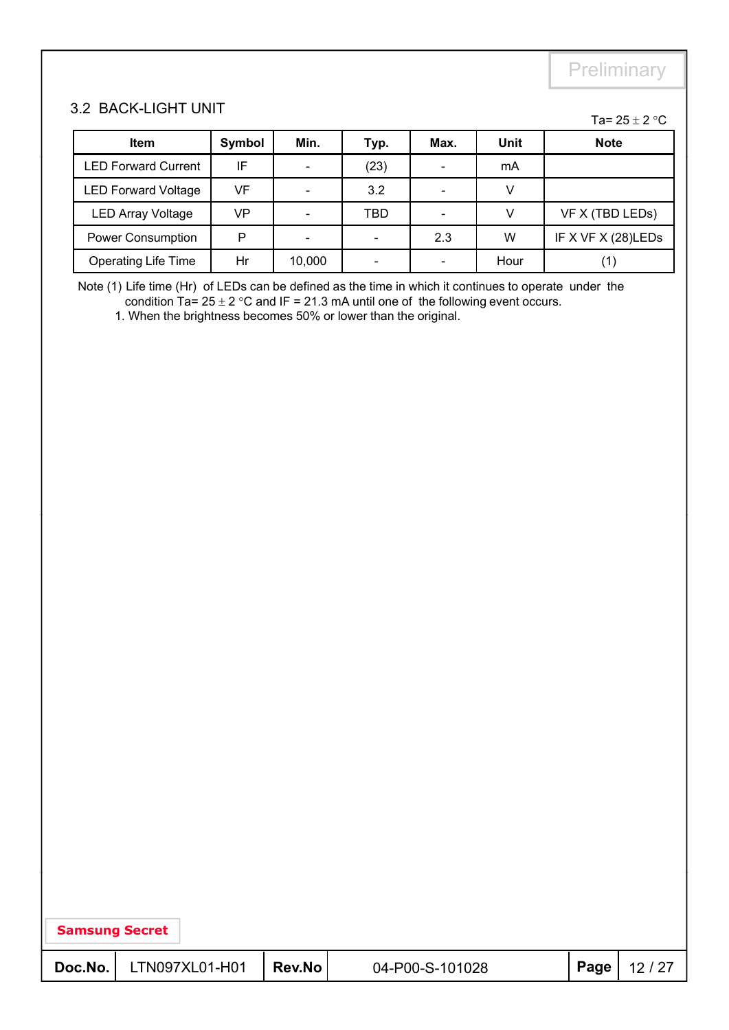Preliminary

## 3.2 BACK-LIGHT UNIT

Ta= 25 ± 2 °C

| Item | Symbol | Min. | Typ. | Max. | Unit | Note |
|---|---|---|---|---|---|---|
| LED Forward Current | IF | - | (23) | - | mA | |
| LED Forward Voltage | VF | - | 3.2 | - | V | |
| LED Array Voltage | VP | - | TBD | - | V | VF X (TBD LEDs) |
| Power Consumption | P | - | - | 2.3 | W | IF X VF X (28)LEDs |
| Operating Life Time | Hr | 10,000 | - | - | Hour | (1) |

Note (1) Life time (Hr) of LEDs can be defined as the time in which it continues to operate under the condition Ta= 25 ± 2 °C and IF = 21.3 mA until one of the following event occurs.

1. When the brightness becomes 50% or lower than the original.

Samsung Secret

| Doc.No. | LTN097XL01-H01 | Rev.No | 04-P00-S-101028 |
|---|---|---|---|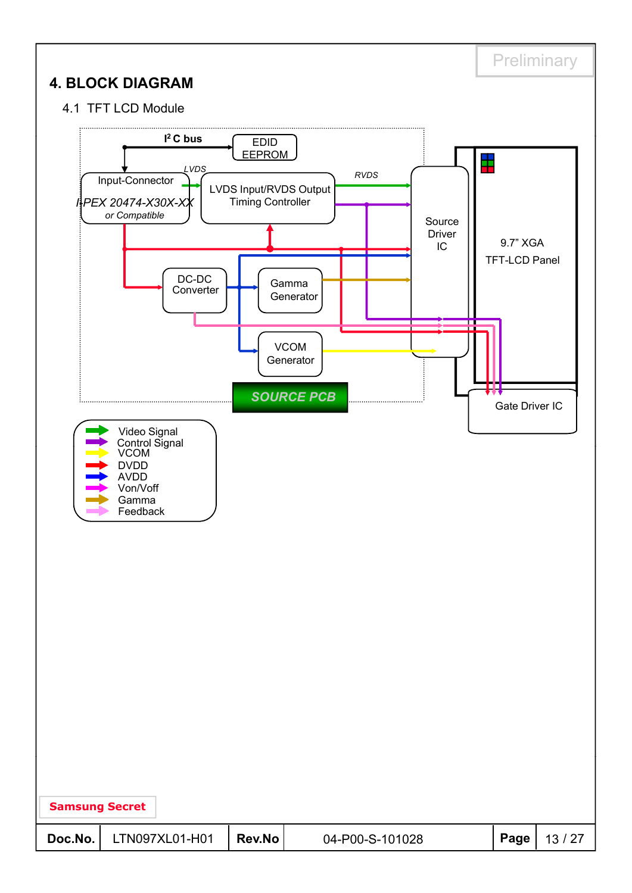Preliminary

# 4. BLOCK DIAGRAM

## 4.1 TFT LCD Module

$I^2C$ bus

EDID EEPROM

LVDS

Input-Connector

I-PEX 20474-X30X-XX

*or Compatible*

LVDS Input/RVDS Output Timing Controller

RVDS

Source Driver IC

9.7” XGA TFT-LCD Panel

DC-DC Converter

Gamma Generator

VCOM Generator

SOURCE PCB

Gate Driver IC

Video Signal
Control Signal
VCOM
DVDD
AVDD
Von/Voff
Gamma
Feedback

Samsung Secret

| Doc.No. | LTN097XL01-H01 | Rev.No | 04-P00-S-101028 | Page | 13 / 27 |
|---|---|---|---|---|---|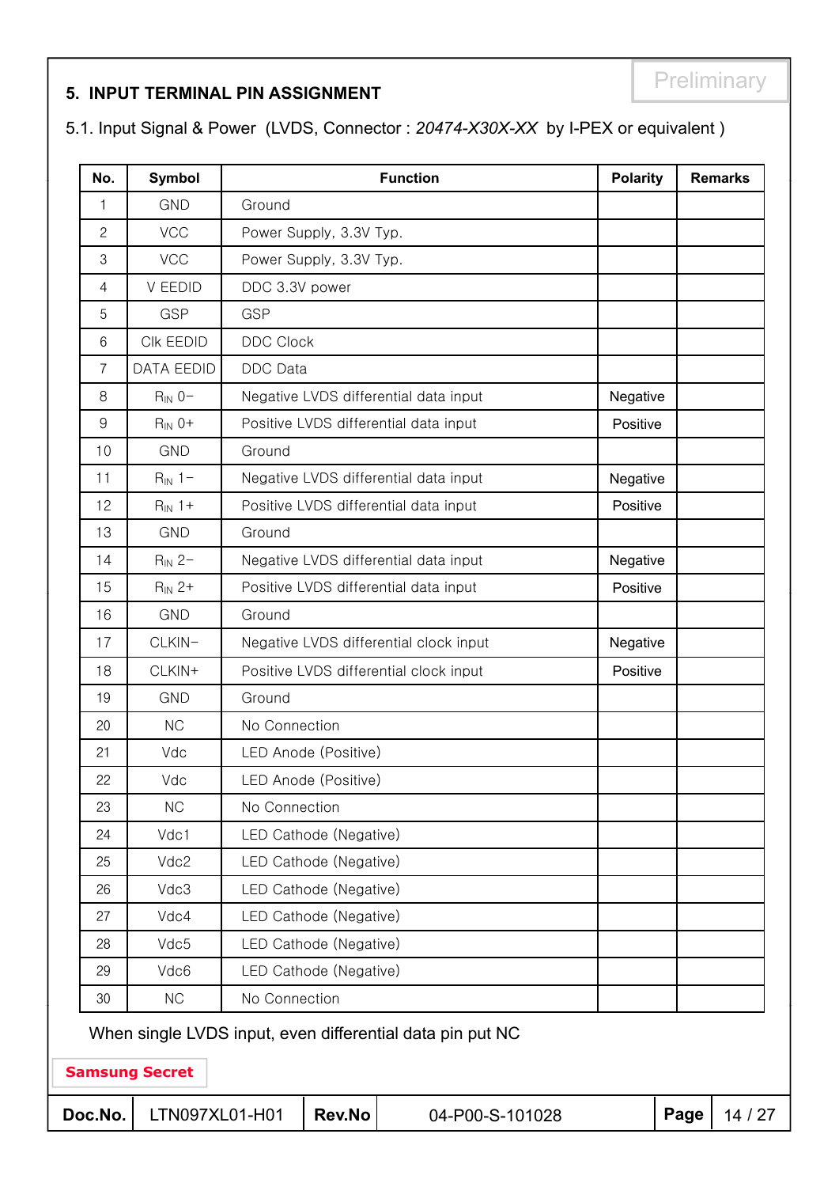Preliminary

## 5. INPUT TERMINAL PIN ASSIGNMENT

5.1. Input Signal & Power (LVDS, Connector : *20474-X30X-XX* by I-PEX or equivalent )

| No. | Symbol | Function | Polarity | Remarks |
|---|---|---|---|---|
| 1 | GND | Ground | | |
| 2 | VCC | Power Supply, 3.3V Typ. | | |
| 3 | VCC | Power Supply, 3.3V Typ. | | |
| 4 | V EEDID | DDC 3.3V power | | |
| 5 | GSP | GSP | | |
| 6 | Clk EEDID | DDC Clock | | |
| 7 | DATA EEDID | DDC Data | | |
| 8 | $R_{IN}$ 0− | Negative LVDS differential data input | Negative | |
| 9 | $R_{IN}$ 0+ | Positive LVDS differential data input | Positive | |
| 10 | GND | Ground | | |
| 11 | $R_{IN}$ 1− | Negative LVDS differential data input | Negative | |
| 12 | $R_{IN}$ 1+ | Positive LVDS differential data input | Positive | |
| 13 | GND | Ground | | |
| 14 | $R_{IN}$ 2− | Negative LVDS differential data input | Negative | |
| 15 | $R_{IN}$ 2+ | Positive LVDS differential data input | Positive | |
| 16 | GND | Ground | | |
| 17 | CLKIN− | Negative LVDS differential clock input | Negative | |
| 18 | CLKIN+ | Positive LVDS differential clock input | Positive | |
| 19 | GND | Ground | | |
| 20 | NC | No Connection | | |
| 21 | Vdc | LED Anode (Positive) | | |
| 22 | Vdc | LED Anode (Positive) | | |
| 23 | NC | No Connection | | |
| 24 | Vdc1 | LED Cathode (Negative) | | |
| 25 | Vdc2 | LED Cathode (Negative) | | |
| 26 | Vdc3 | LED Cathode (Negative) | | |
| 27 | Vdc4 | LED Cathode (Negative) | | |
| 28 | Vdc5 | LED Cathode (Negative) | | |
| 29 | Vdc6 | LED Cathode (Negative) | | |
| 30 | NC | No Connection | | |

When single LVDS input, even differential data pin put NC

**Samsung Secret**

| Doc.No. | LTN097XL01-H01 | Rev.No | 04-P00-S-101028 |
|---|---|---|---|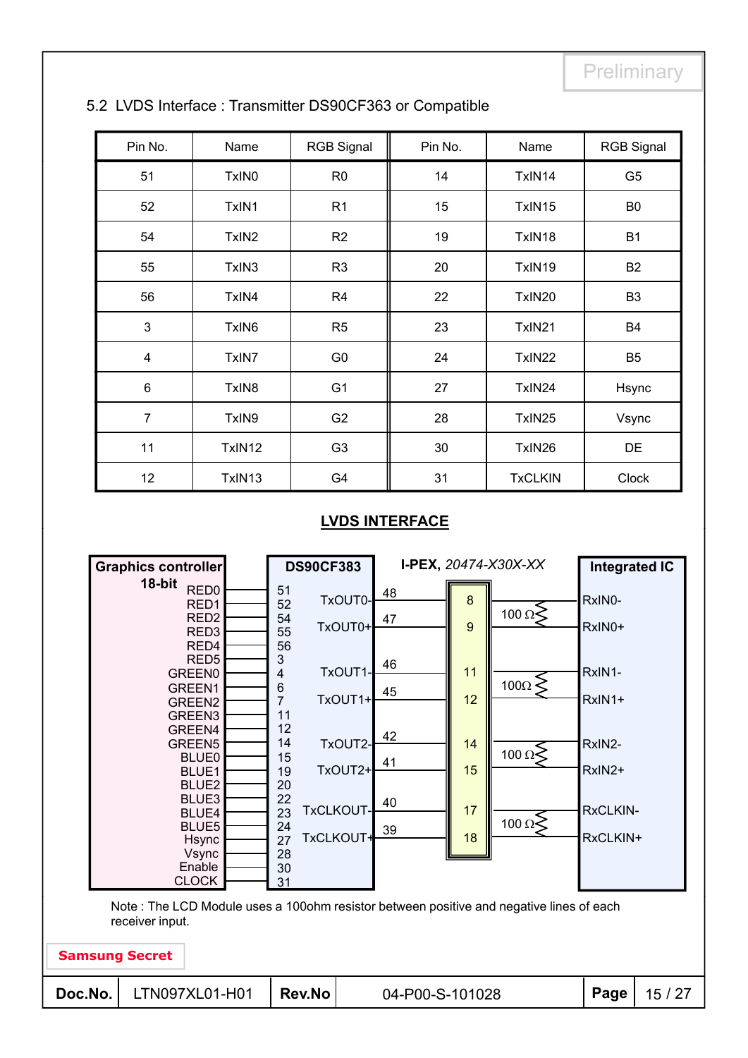Preliminary

## 5.2 LVDS Interface : Transmitter DS90CF363 or Compatible

| Pin No. | Name | RGB Signal | Pin No. | Name | RGB Signal |
|---|---|---|---|---|---|
| 51 | TxIN0 | R0 | 14 | TxIN14 | G5 |
| 52 | TxIN1 | R1 | 15 | TxIN15 | B0 |
| 54 | TxIN2 | R2 | 19 | TxIN18 | B1 |
| 55 | TxIN3 | R3 | 20 | TxIN19 | B2 |
| 56 | TxIN4 | R4 | 22 | TxIN20 | B3 |
| 3 | TxIN6 | R5 | 23 | TxIN21 | B4 |
| 4 | TxIN7 | G0 | 24 | TxIN22 | B5 |
| 6 | TxIN8 | G1 | 27 | TxIN24 | Hsync |
| 7 | TxIN9 | G2 | 28 | TxIN25 | Vsync |
| 11 | TxIN12 | G3 | 30 | TxIN26 | DE |
| 12 | TxIN13 | G4 | 31 | TxCLKIN | Clock |

### LVDS INTERFACE

Graphics controller 18-bit

RED0, RED1, RED2, RED3, RED4, RED5, GREEN0, GREEN1, GREEN2, GREEN3, GREEN4, GREEN5, BLUE0, BLUE1, BLUE2, BLUE3, BLUE4, BLUE5, Hsync, Vsync, Enable, CLOCK

DS90CF383

51, 52, 54, 55, 56, 3, 4, 6, 7, 11, 12, 14, 15, 19, 20, 22, 23, 24, 27, 28, 30, 31

TxOUT0- 48, TxOUT0+ 47, TxOUT1- 46, TxOUT1+ 45, TxOUT2- 42, TxOUT2+ 41, TxCLKOUT- 40, TxCLKOUT+ 39

I-PEX, *20474-X30X-XX*

8, 9, 11, 12, 14, 15, 17, 18

100 Ω, 100Ω, 100 Ω, 100 Ω

Integrated IC

RxIN0-, RxIN0+, RxIN1-, RxIN1+, RxIN2-, RxIN2+, RxCLKIN-, RxCLKIN+

Note : The LCD Module uses a 100ohm resistor between positive and negative lines of each receiver input.

Samsung Secret

| Doc.No. | LTN097XL01-H01 | Rev.No | 04-P00-S-101028 |
|---|---|---|---|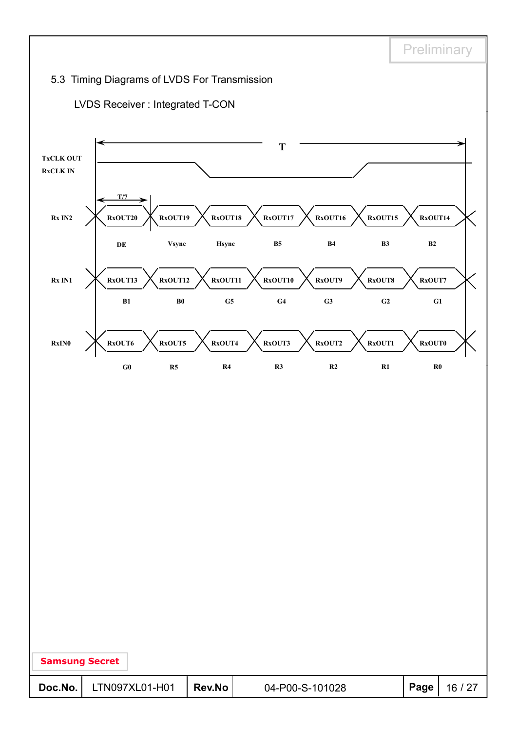Preliminary

## 5.3 Timing Diagrams of LVDS For Transmission

LVDS Receiver : Integrated T-CON

T

TxCLK OUT
RxCLK IN

T/7

Rx IN2
RxOUT20 RxOUT19 RxOUT18 RxOUT17 RxOUT16 RxOUT15 RxOUT14
DE Vsync Hsync B5 B4 B3 B2

Rx IN1
RxOUT13 RxOUT12 RxOUT11 RxOUT10 RxOUT9 RxOUT8 RxOUT7
B1 B0 G5 G4 G3 G2 G1

RxIN0
RxOUT6 RxOUT5 RxOUT4 RxOUT3 RxOUT2 RxOUT1 RxOUT0
G0 R5 R4 R3 R2 R1 R0

Samsung Secret

| Doc.No. | LTN097XL01-H01 | Rev.No | 04-P00-S-101028 | Page | 16 / 27 |
|---|---|---|---|---|---|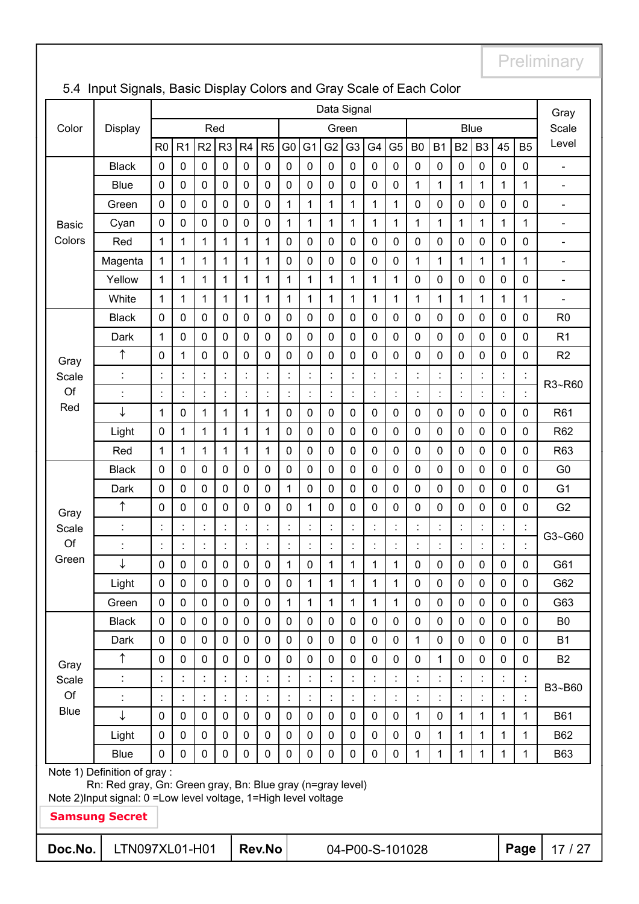Preliminary

5.4 Input Signals, Basic Display Colors and Gray Scale of Each Color

| Color | Display | Data Signal | | | | | | | | | | | | | | | | | | Gray Scale Level |
|---|---|---|---|---|---|---|---|---|---|---|---|---|---|---|---|---|---|---|---|---|
| | | Red | | | | | | Green | | | | | | Blue | | | | | | |
| | | R0 | R1 | R2 | R3 | R4 | R5 | G0 | G1 | G2 | G3 | G4 | G5 | B0 | B1 | B2 | B3 | 45 | B5 | |
| Basic Colors | Black | 0 | 0 | 0 | 0 | 0 | 0 | 0 | 0 | 0 | 0 | 0 | 0 | 0 | 0 | 0 | 0 | 0 | 0 | - |
| | Blue | 0 | 0 | 0 | 0 | 0 | 0 | 0 | 0 | 0 | 0 | 0 | 0 | 1 | 1 | 1 | 1 | 1 | 1 | - |
| | Green | 0 | 0 | 0 | 0 | 0 | 0 | 1 | 1 | 1 | 1 | 1 | 1 | 0 | 0 | 0 | 0 | 0 | 0 | - |
| | Cyan | 0 | 0 | 0 | 0 | 0 | 0 | 1 | 1 | 1 | 1 | 1 | 1 | 1 | 1 | 1 | 1 | 1 | 1 | - |
| | Red | 1 | 1 | 1 | 1 | 1 | 1 | 0 | 0 | 0 | 0 | 0 | 0 | 0 | 0 | 0 | 0 | 0 | 0 | - |
| | Magenta | 1 | 1 | 1 | 1 | 1 | 1 | 0 | 0 | 0 | 0 | 0 | 0 | 1 | 1 | 1 | 1 | 1 | 1 | - |
| | Yellow | 1 | 1 | 1 | 1 | 1 | 1 | 1 | 1 | 1 | 1 | 1 | 1 | 0 | 0 | 0 | 0 | 0 | 0 | - |
| | White | 1 | 1 | 1 | 1 | 1 | 1 | 1 | 1 | 1 | 1 | 1 | 1 | 1 | 1 | 1 | 1 | 1 | 1 | - |
| Gray Scale Of Red | Black | 0 | 0 | 0 | 0 | 0 | 0 | 0 | 0 | 0 | 0 | 0 | 0 | 0 | 0 | 0 | 0 | 0 | 0 | R0 |
| | Dark | 1 | 0 | 0 | 0 | 0 | 0 | 0 | 0 | 0 | 0 | 0 | 0 | 0 | 0 | 0 | 0 | 0 | 0 | R1 |
| | ↑ | 0 | 1 | 0 | 0 | 0 | 0 | 0 | 0 | 0 | 0 | 0 | 0 | 0 | 0 | 0 | 0 | 0 | 0 | R2 |
| | : | : | : | : | : | : | : | : | : | : | : | : | : | : | : | : | : | : | : | R3~R60 |
| | : | : | : | : | : | : | : | : | : | : | : | : | : | : | : | : | : | : | : | |
| | ↓ | 1 | 0 | 1 | 1 | 1 | 1 | 0 | 0 | 0 | 0 | 0 | 0 | 0 | 0 | 0 | 0 | 0 | 0 | R61 |
| | Light | 0 | 1 | 1 | 1 | 1 | 1 | 0 | 0 | 0 | 0 | 0 | 0 | 0 | 0 | 0 | 0 | 0 | 0 | R62 |
| | Red | 1 | 1 | 1 | 1 | 1 | 1 | 0 | 0 | 0 | 0 | 0 | 0 | 0 | 0 | 0 | 0 | 0 | 0 | R63 |
| Gray Scale Of Green | Black | 0 | 0 | 0 | 0 | 0 | 0 | 0 | 0 | 0 | 0 | 0 | 0 | 0 | 0 | 0 | 0 | 0 | 0 | G0 |
| | Dark | 0 | 0 | 0 | 0 | 0 | 0 | 1 | 0 | 0 | 0 | 0 | 0 | 0 | 0 | 0 | 0 | 0 | 0 | G1 |
| | ↑ | 0 | 0 | 0 | 0 | 0 | 0 | 0 | 1 | 0 | 0 | 0 | 0 | 0 | 0 | 0 | 0 | 0 | 0 | G2 |
| | : | : | : | : | : | : | : | : | : | : | : | : | : | : | : | : | : | : | : | G3~G60 |
| | : | : | : | : | : | : | : | : | : | : | : | : | : | : | : | : | : | : | : | |
| | ↓ | 0 | 0 | 0 | 0 | 0 | 0 | 1 | 0 | 1 | 1 | 1 | 1 | 0 | 0 | 0 | 0 | 0 | 0 | G61 |
| | Light | 0 | 0 | 0 | 0 | 0 | 0 | 0 | 1 | 1 | 1 | 1 | 1 | 0 | 0 | 0 | 0 | 0 | 0 | G62 |
| | Green | 0 | 0 | 0 | 0 | 0 | 0 | 1 | 1 | 1 | 1 | 1 | 1 | 0 | 0 | 0 | 0 | 0 | 0 | G63 |
| Gray Scale Of Blue | Black | 0 | 0 | 0 | 0 | 0 | 0 | 0 | 0 | 0 | 0 | 0 | 0 | 0 | 0 | 0 | 0 | 0 | 0 | B0 |
| | Dark | 0 | 0 | 0 | 0 | 0 | 0 | 0 | 0 | 0 | 0 | 0 | 0 | 1 | 0 | 0 | 0 | 0 | 0 | B1 |
| | ↑ | 0 | 0 | 0 | 0 | 0 | 0 | 0 | 0 | 0 | 0 | 0 | 0 | 0 | 1 | 0 | 0 | 0 | 0 | B2 |
| | : | : | : | : | : | : | : | : | : | : | : | : | : | : | : | : | : | : | : | B3~B60 |
| | : | : | : | : | : | : | : | : | : | : | : | : | : | : | : | : | : | : | : | |
| | ↓ | 0 | 0 | 0 | 0 | 0 | 0 | 0 | 0 | 0 | 0 | 0 | 0 | 1 | 0 | 1 | 1 | 1 | 1 | B61 |
| | Light | 0 | 0 | 0 | 0 | 0 | 0 | 0 | 0 | 0 | 0 | 0 | 0 | 0 | 1 | 1 | 1 | 1 | 1 | B62 |
| | Blue | 0 | 0 | 0 | 0 | 0 | 0 | 0 | 0 | 0 | 0 | 0 | 0 | 1 | 1 | 1 | 1 | 1 | 1 | B63 |

Note 1) Definition of gray :
Rn: Red gray, Gn: Green gray, Bn: Blue gray (n=gray level)
Note 2)Input signal: 0 =Low level voltage, 1=High level voltage

Samsung Secret

| Doc.No. | LTN097XL01-H01 | Rev.No | 04-P00-S-101028 | Page | 17 / 27 |
|---|---|---|---|---|---|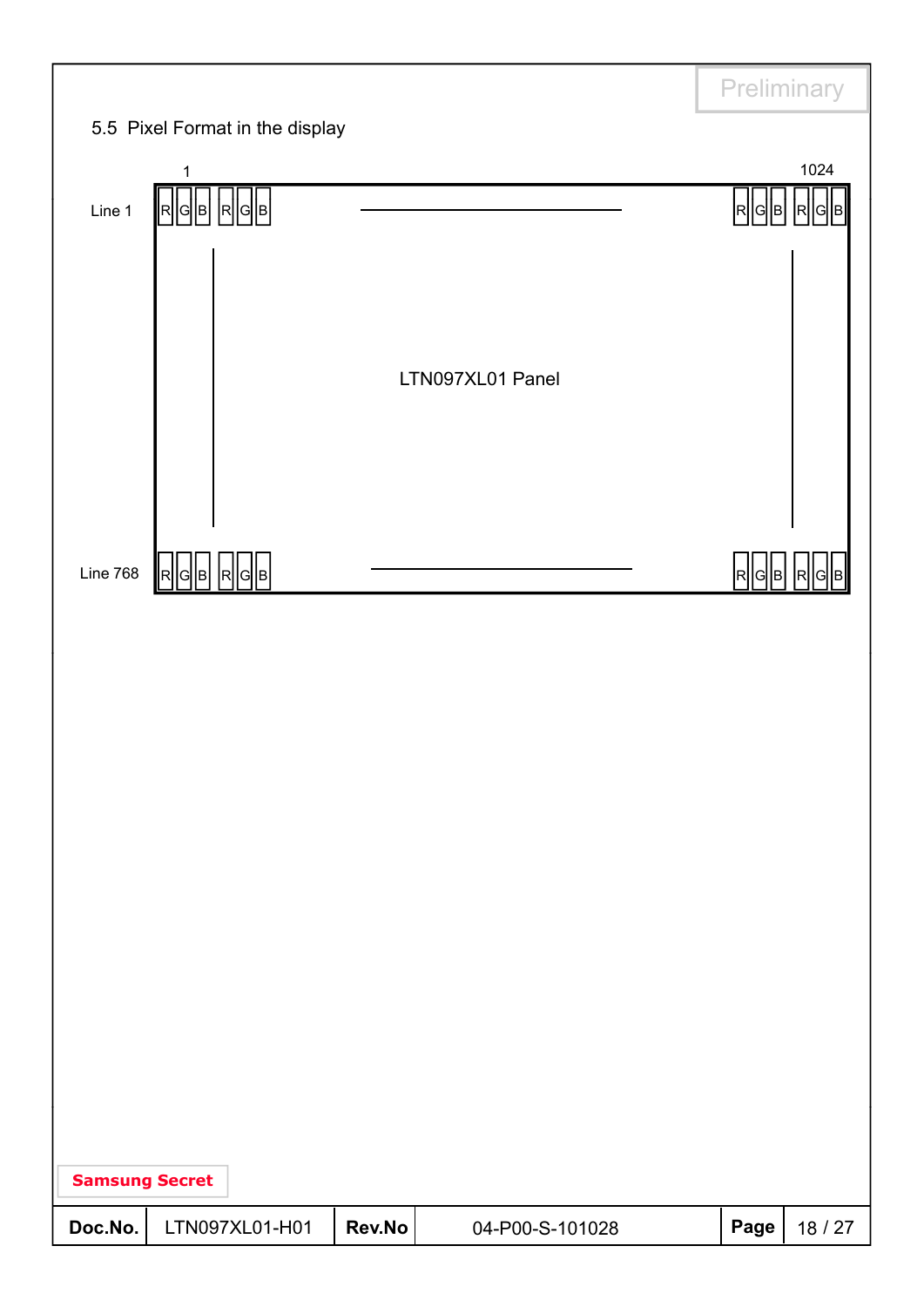Preliminary

## 5.5 Pixel Format in the display

1

1024

Line 1

R G B R G B

R G B R G B

LTN097XL01 Panel

Line 768

R G B R G B

R G B R G B

Samsung Secret

| Doc.No. | LTN097XL01-H01 | Rev.No | 04-P00-S-101028 | Page | 18 / 27 |
| --- | --- | --- | --- | --- | --- |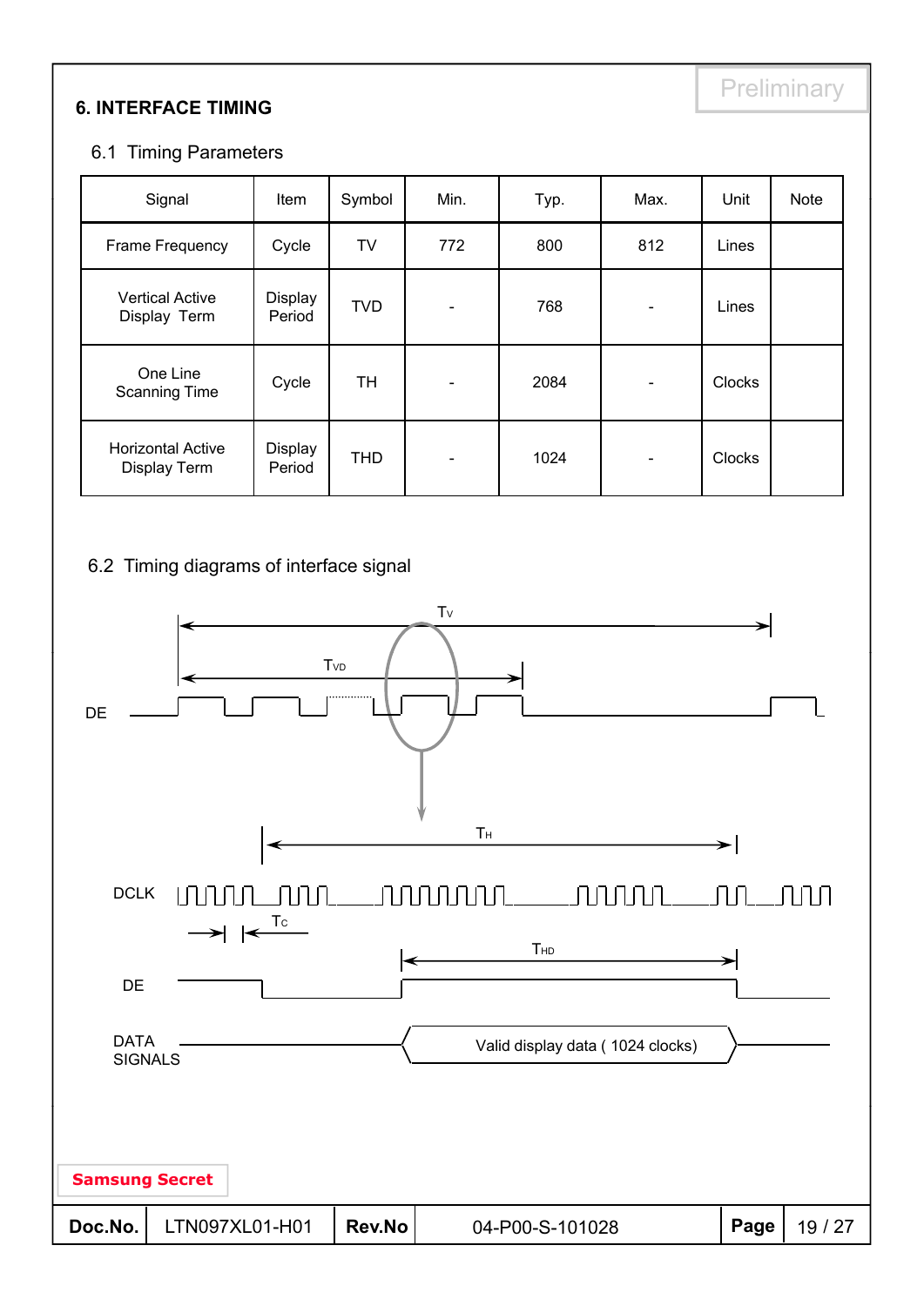Preliminary

# 6. INTERFACE TIMING

## 6.1 Timing Parameters

| Signal | Item | Symbol | Min. | Typ. | Max. | Unit | Note |
|---|---|---|---|---|---|---|---|
| Frame Frequency | Cycle | TV | 772 | 800 | 812 | Lines | |
| Vertical Active Display Term | Display Period | TVD | - | 768 | - | Lines | |
| One Line Scanning Time | Cycle | TH | - | 2084 | - | Clocks | |
| Horizontal Active Display Term | Display Period | THD | - | 1024 | - | Clocks | |

## 6.2 Timing diagrams of interface signal

$T_V$

$T_{VD}$

DE

$T_H$

DCLK

$T_C$

$T_{HD}$

DE

DATA SIGNALS

Valid display data ( 1024 clocks)

Samsung Secret

| Doc.No. | LTN097XL01-H01 | Rev.No | 04-P00-S-101028 |
|---|---|---|---|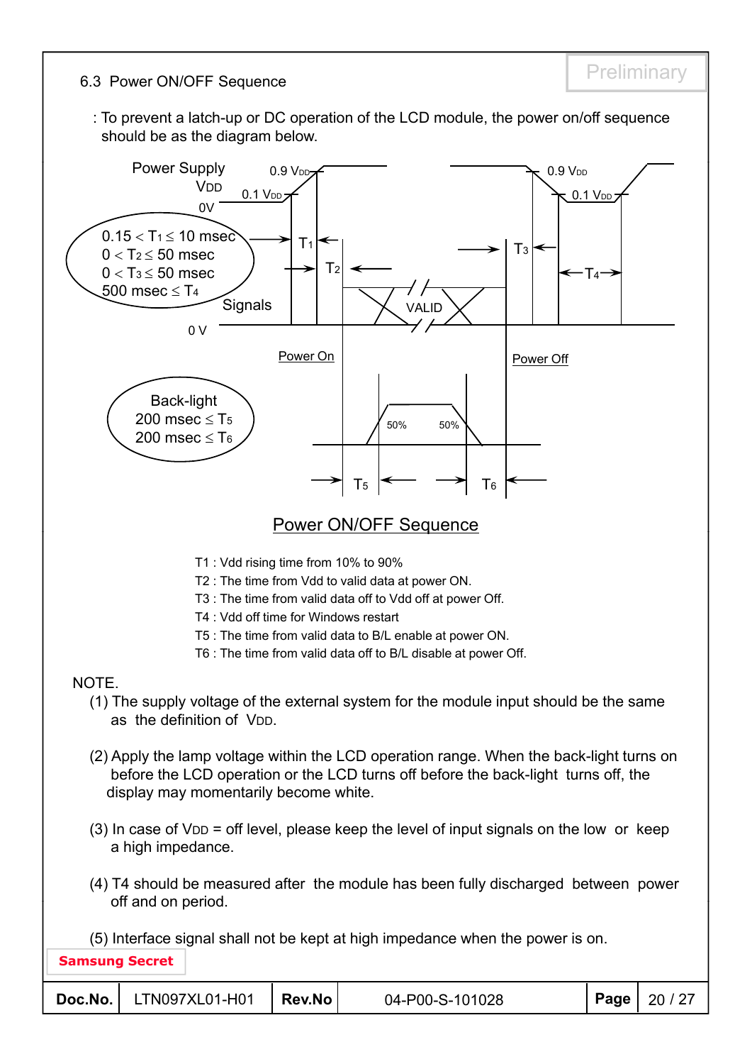6.3 Power ON/OFF Sequence

Preliminary

: To prevent a latch-up or DC operation of the LCD module, the power on/off sequence should be as the diagram below.

Power Supply

$V_{DD}$

0V

$0.9\ V_{DD}$

$0.1\ V_{DD}$

$0.15 < T_1 \leq 10$ msec

$0 < T_2 \leq 50$ msec

$0 < T_3 \leq 50$ msec

$500$ msec $\leq T_4$

$T_1$

$T_2$

$T_3$

$T_4$

Signals

VALID

0 V

Power On

Power Off

Back-light

$200$ msec $\leq T_5$

$200$ msec $\leq T_6$

50%

50%

$T_5$

$T_6$

Power ON/OFF Sequence

T1 : Vdd rising time from 10% to 90%

T2 : The time from Vdd to valid data at power ON.

T3 : The time from valid data off to Vdd off at power Off.

T4 : Vdd off time for Windows restart

T5 : The time from valid data to B/L enable at power ON.

T6 : The time from valid data off to B/L disable at power Off.

NOTE.

(1) The supply voltage of the external system for the module input should be the same as the definition of $V_{DD}$.

(2) Apply the lamp voltage within the LCD operation range. When the back-light turns on before the LCD operation or the LCD turns off before the back-light turns off, the display may momentarily become white.

(3) In case of $V_{DD}$ = off level, please keep the level of input signals on the low or keep a high impedance.

(4) T4 should be measured after the module has been fully discharged between power off and on period.

(5) Interface signal shall not be kept at high impedance when the power is on.

Samsung Secret

| Doc.No. | LTN097XL01-H01 | Rev.No | 04-P00-S-101028 | Page | 20 / 27 |
|---|---|---|---|---|---|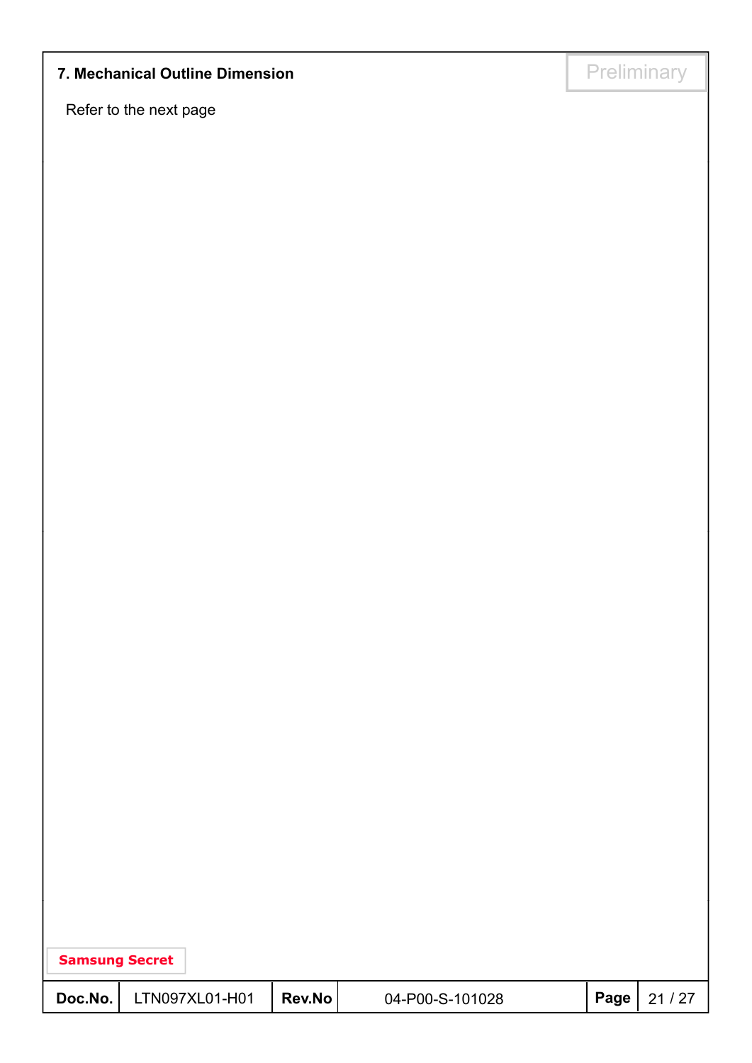## 7. Mechanical Outline Dimension

Refer to the next page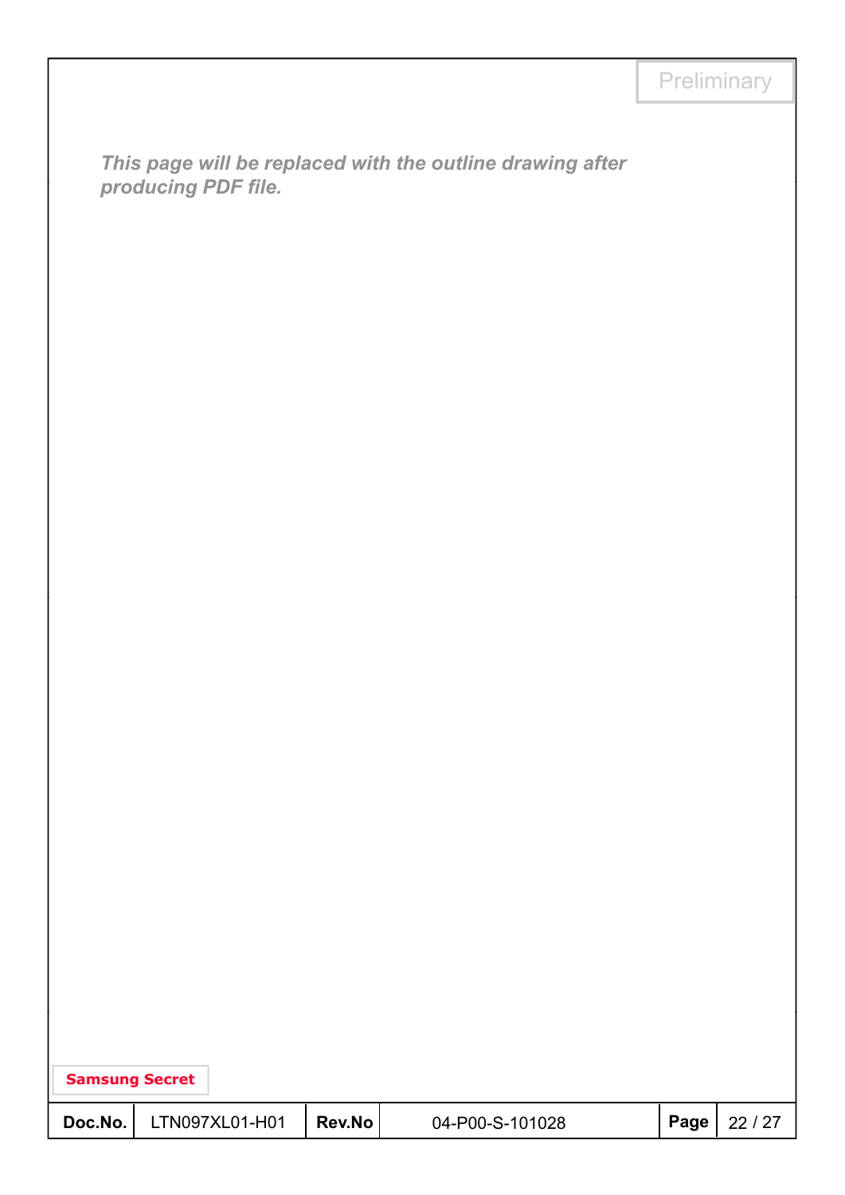*This page will be replaced with the outline drawing after producing PDF file.*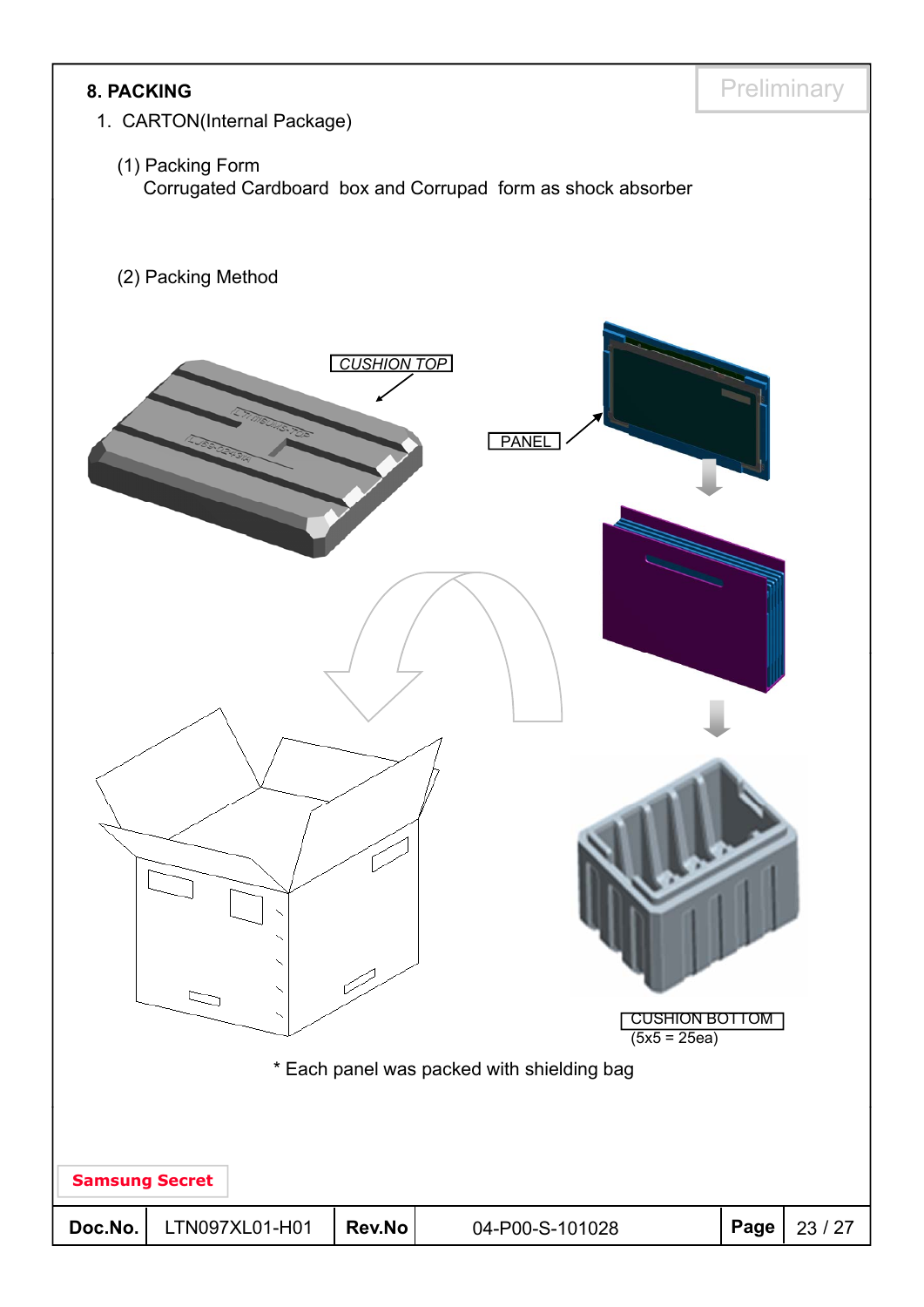## 8. PACKING

1. CARTON(Internal Package)

(1) Packing Form

Corrugated Cardboard box and Corrupad form as shock absorber

(2) Packing Method

CUSHION TOP

PANEL

CUSHION BOTTOM
(5x5 = 25ea)

* Each panel was packed with shielding bag

Samsung Secret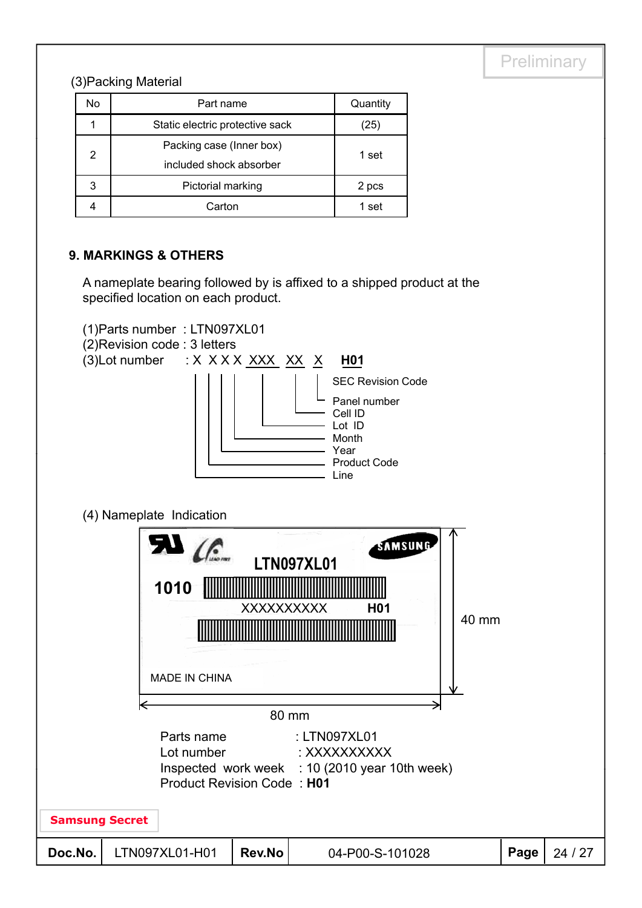(3)Packing Material

| No | Part name | Quantity |
|---|---|---|
| 1 | Static electric protective sack | (25) |
| 2 | Packing case (Inner box) included shock absorber | 1 set |
| 3 | Pictorial marking | 2 pcs |
| 4 | Carton | 1 set |

## 9. MARKINGS & OTHERS

A nameplate bearing followed by is affixed to a shipped product at the specified location on each product.

(1)Parts number : LTN097XL01
(2)Revision code : 3 letters
(3)Lot number : X X X X XXX XX X **H01**

- SEC Revision Code
- Panel number
- Cell ID
- Lot ID
- Month
- Year
- Product Code
- Line

(4) Nameplate Indication

LTN097XL01
1010
XXXXXXXXXX H01
MADE IN CHINA
SAMSUNG
40 mm
80 mm

Parts name : LTN097XL01
Lot number : XXXXXXXXXX
Inspected work week : 10 (2010 year 10th week)
Product Revision Code : **H01**

**Samsung Secret**

| **Doc.No.** | LTN097XL01-H01 | **Rev.No** | 04-P00-S-101028 |
|---|---|---|---|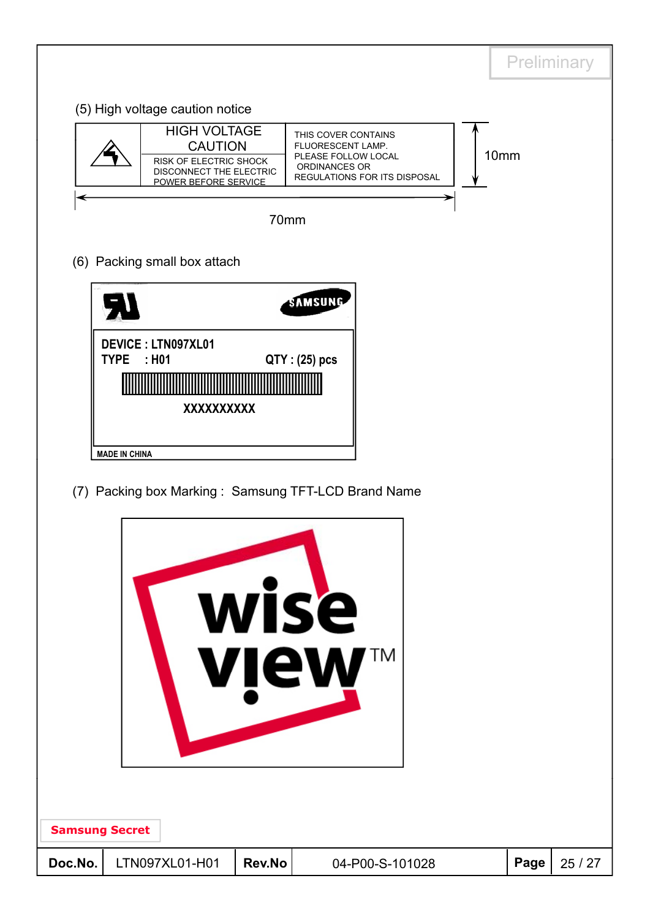Preliminary

(5) High voltage caution notice

| | | |
|---|---|---|
| | HIGH VOLTAGE CAUTION<br>RISK OF ELECTRIC SHOCK DISCONNECT THE ELECTRIC POWER BEFORE SERVICE | THIS COVER CONTAINS FLUORESCENT LAMP. PLEASE FOLLOW LOCAL ORDINANCES OR REGULATIONS FOR ITS DISPOSAL |

10mm

70mm

(6) Packing small box attach

SAMSUNG

DEVICE : LTN097XL01

TYPE : H01 QTY : (25) pcs

XXXXXXXXXX

MADE IN CHINA

(7) Packing box Marking : Samsung TFT-LCD Brand Name

wise view TM

Samsung Secret

| Doc.No. | LTN097XL01-H01 | Rev.No | 04-P00-S-101028 |
|---|---|---|---|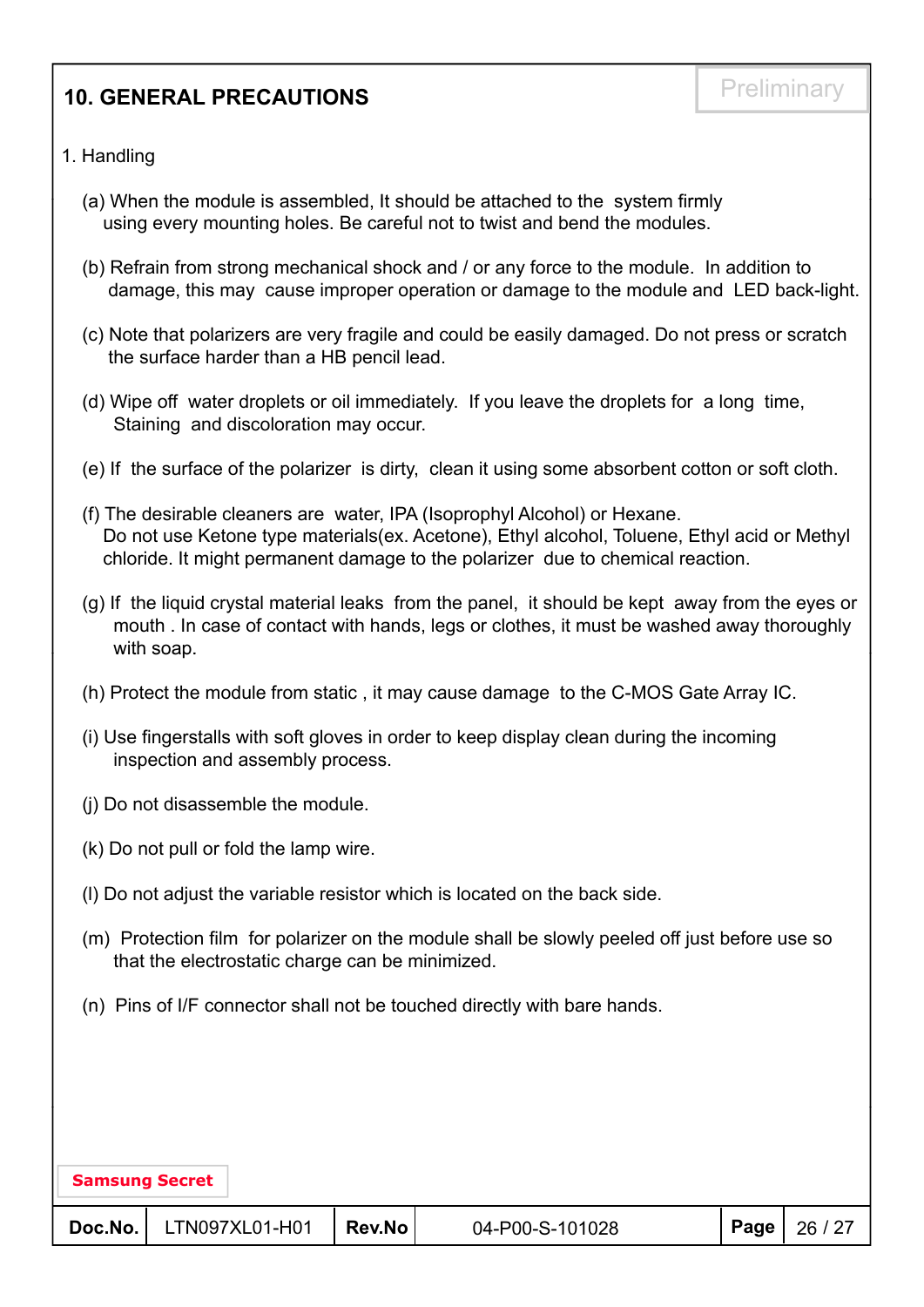## 10. GENERAL PRECAUTIONS

Preliminary

1. Handling

(a) When the module is assembled, It should be attached to the system firmly using every mounting holes. Be careful not to twist and bend the modules.

(b) Refrain from strong mechanical shock and / or any force to the module. In addition to damage, this may cause improper operation or damage to the module and LED back-light.

(c) Note that polarizers are very fragile and could be easily damaged. Do not press or scratch the surface harder than a HB pencil lead.

(d) Wipe off water droplets or oil immediately. If you leave the droplets for a long time, Staining and discoloration may occur.

(e) If the surface of the polarizer is dirty, clean it using some absorbent cotton or soft cloth.

(f) The desirable cleaners are water, IPA (Isoprophyl Alcohol) or Hexane. Do not use Ketone type materials(ex. Acetone), Ethyl alcohol, Toluene, Ethyl acid or Methyl chloride. It might permanent damage to the polarizer due to chemical reaction.

(g) If the liquid crystal material leaks from the panel, it should be kept away from the eyes or mouth . In case of contact with hands, legs or clothes, it must be washed away thoroughly with soap.

(h) Protect the module from static , it may cause damage to the C-MOS Gate Array IC.

(i) Use fingerstalls with soft gloves in order to keep display clean during the incoming inspection and assembly process.

(j) Do not disassemble the module.

(k) Do not pull or fold the lamp wire.

(l) Do not adjust the variable resistor which is located on the back side.

(m) Protection film for polarizer on the module shall be slowly peeled off just before use so that the electrostatic charge can be minimized.

(n) Pins of I/F connector shall not be touched directly with bare hands.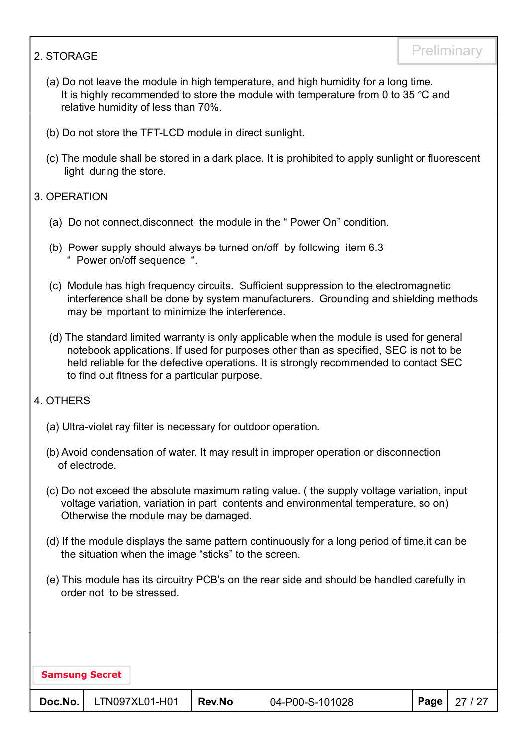## 2. STORAGE

(a) Do not leave the module in high temperature, and high humidity for a long time.
It is highly recommended to store the module with temperature from 0 to 35 °C and relative humidity of less than 70%.

(b) Do not store the TFT-LCD module in direct sunlight.

(c) The module shall be stored in a dark place. It is prohibited to apply sunlight or fluorescent light during the store.

## 3. OPERATION

(a) Do not connect,disconnect the module in the “ Power On” condition.

(b) Power supply should always be turned on/off by following item 6.3 “ Power on/off sequence ”.

(c) Module has high frequency circuits. Sufficient suppression to the electromagnetic interference shall be done by system manufacturers. Grounding and shielding methods may be important to minimize the interference.

(d) The standard limited warranty is only applicable when the module is used for general notebook applications. If used for purposes other than as specified, SEC is not to be held reliable for the defective operations. It is strongly recommended to contact SEC to find out fitness for a particular purpose.

## 4. OTHERS

(a) Ultra-violet ray filter is necessary for outdoor operation.

(b) Avoid condensation of water. It may result in improper operation or disconnection of electrode.

(c) Do not exceed the absolute maximum rating value. ( the supply voltage variation, input voltage variation, variation in part contents and environmental temperature, so on) Otherwise the module may be damaged.

(d) If the module displays the same pattern continuously for a long period of time,it can be the situation when the image “sticks” to the screen.

(e) This module has its circuitry PCB’s on the rear side and should be handled carefully in order not to be stressed.